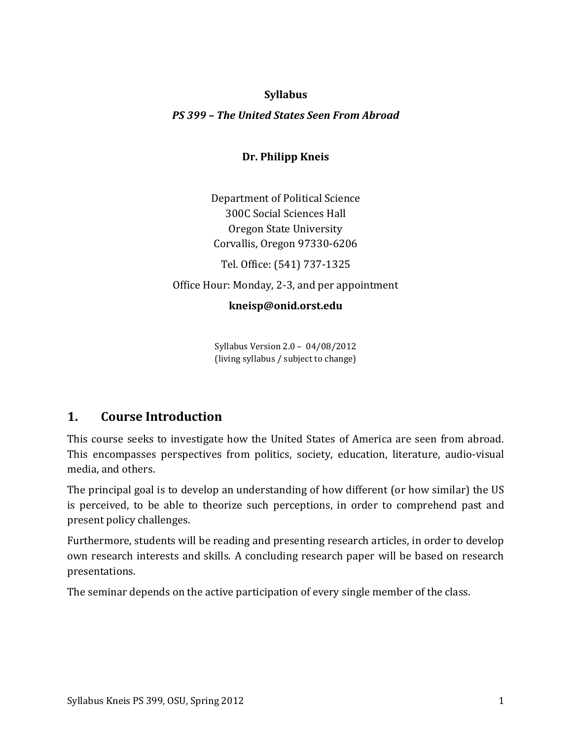**Syllabus**

***PS 399 – The United States Seen From Abroad***

**Dr. Philipp Kneis**

Department of Political Science
300C Social Sciences Hall
Oregon State University
Corvallis, Oregon 97330-6206

Tel. Office: (541) 737-1325

Office Hour: Monday, 2-3, and per appointment

**kneisp@onid.orst.edu**

Syllabus Version 2.0 – 04/08/2012
(living syllabus / subject to change)

## 1. Course Introduction

This course seeks to investigate how the United States of America are seen from abroad. This encompasses perspectives from politics, society, education, literature, audio-visual media, and others.

The principal goal is to develop an understanding of how different (or how similar) the US is perceived, to be able to theorize such perceptions, in order to comprehend past and present policy challenges.

Furthermore, students will be reading and presenting research articles, in order to develop own research interests and skills. A concluding research paper will be based on research presentations.

The seminar depends on the active participation of every single member of the class.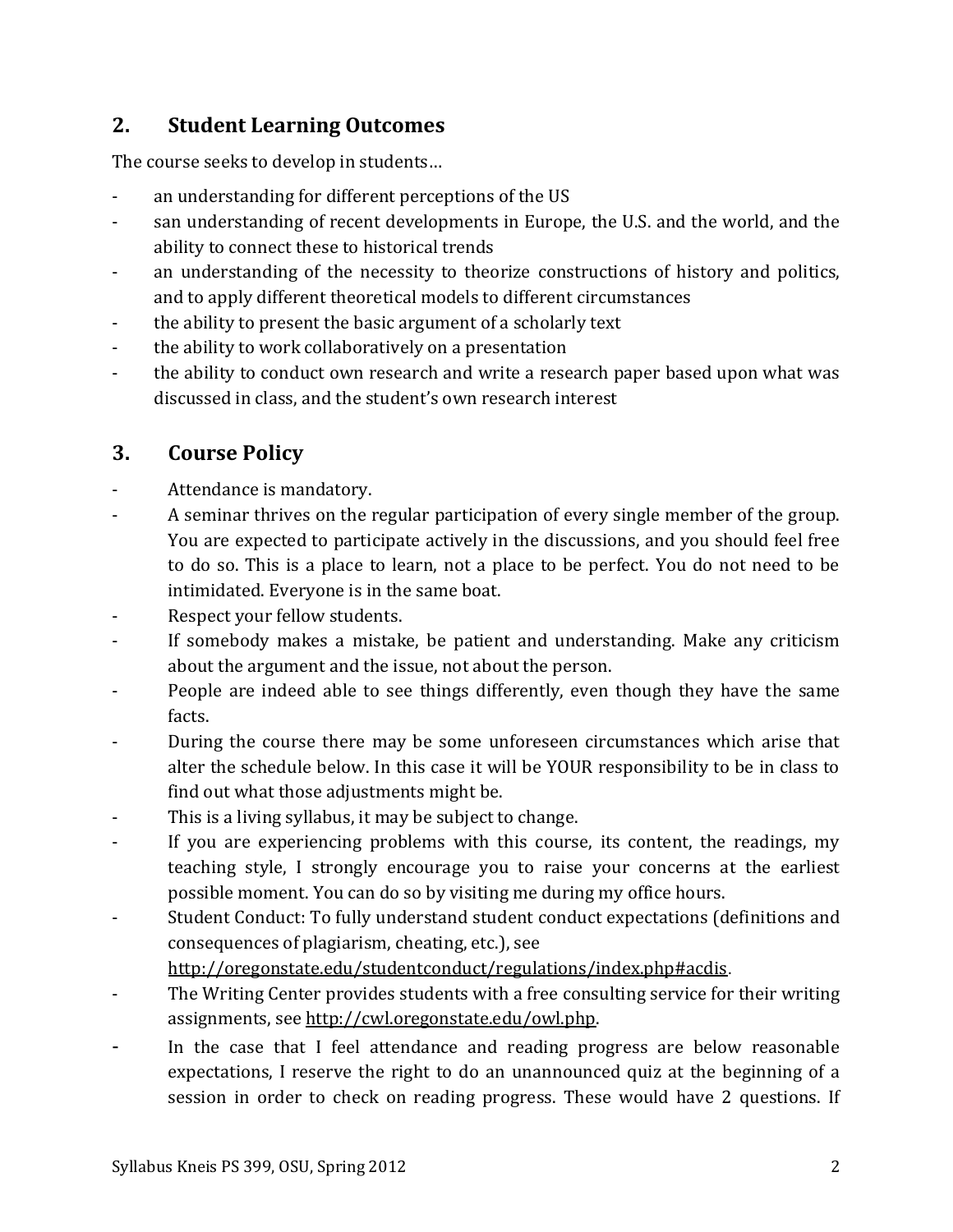## 2. Student Learning Outcomes

The course seeks to develop in students…

- an understanding for different perceptions of the US
- san understanding of recent developments in Europe, the U.S. and the world, and the ability to connect these to historical trends
- an understanding of the necessity to theorize constructions of history and politics, and to apply different theoretical models to different circumstances
- the ability to present the basic argument of a scholarly text
- the ability to work collaboratively on a presentation
- the ability to conduct own research and write a research paper based upon what was discussed in class, and the student's own research interest

## 3. Course Policy

- Attendance is mandatory.
- A seminar thrives on the regular participation of every single member of the group. You are expected to participate actively in the discussions, and you should feel free to do so. This is a place to learn, not a place to be perfect. You do not need to be intimidated. Everyone is in the same boat.
- Respect your fellow students.
- If somebody makes a mistake, be patient and understanding. Make any criticism about the argument and the issue, not about the person.
- People are indeed able to see things differently, even though they have the same facts.
- During the course there may be some unforeseen circumstances which arise that alter the schedule below. In this case it will be YOUR responsibility to be in class to find out what those adjustments might be.
- This is a living syllabus, it may be subject to change.
- If you are experiencing problems with this course, its content, the readings, my teaching style, I strongly encourage you to raise your concerns at the earliest possible moment. You can do so by visiting me during my office hours.
- Student Conduct: To fully understand student conduct expectations (definitions and consequences of plagiarism, cheating, etc.), see http://oregonstate.edu/studentconduct/regulations/index.php#acdis.
- The Writing Center provides students with a free consulting service for their writing assignments, see http://cwl.oregonstate.edu/owl.php.
- In the case that I feel attendance and reading progress are below reasonable expectations, I reserve the right to do an unannounced quiz at the beginning of a session in order to check on reading progress. These would have 2 questions. If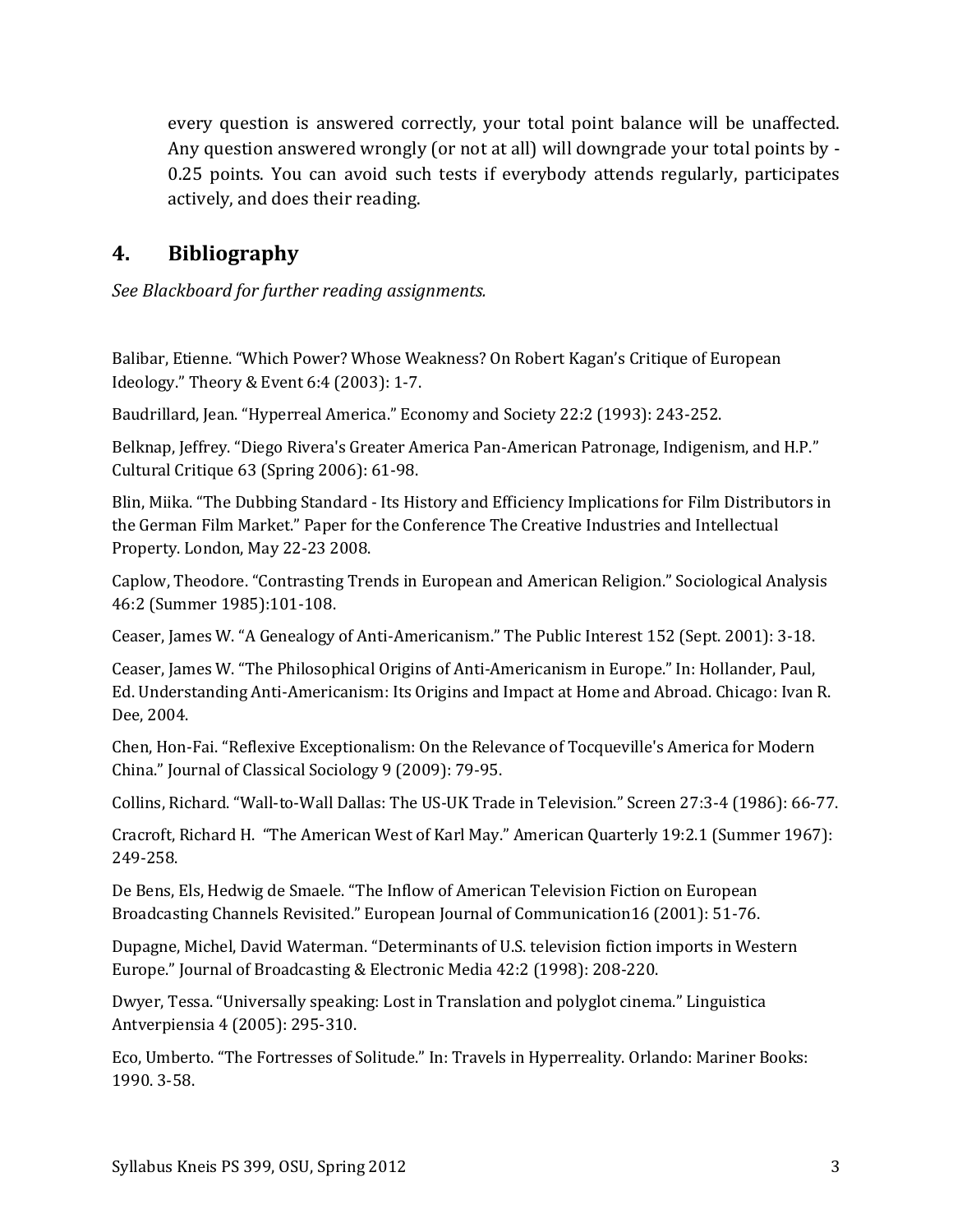every question is answered correctly, your total point balance will be unaffected. Any question answered wrongly (or not at all) will downgrade your total points by -0.25 points. You can avoid such tests if everybody attends regularly, participates actively, and does their reading.

## 4. Bibliography

*See Blackboard for further reading assignments.*

Balibar, Etienne. "Which Power? Whose Weakness? On Robert Kagan's Critique of European Ideology." Theory & Event 6:4 (2003): 1-7.

Baudrillard, Jean. "Hyperreal America." Economy and Society 22:2 (1993): 243-252.

Belknap, Jeffrey. "Diego Rivera's Greater America Pan-American Patronage, Indigenism, and H.P." Cultural Critique 63 (Spring 2006): 61-98.

Blin, Miika. "The Dubbing Standard - Its History and Efficiency Implications for Film Distributors in the German Film Market." Paper for the Conference The Creative Industries and Intellectual Property. London, May 22-23 2008.

Caplow, Theodore. "Contrasting Trends in European and American Religion." Sociological Analysis 46:2 (Summer 1985):101-108.

Ceaser, James W. "A Genealogy of Anti-Americanism." The Public Interest 152 (Sept. 2001): 3-18.

Ceaser, James W. "The Philosophical Origins of Anti-Americanism in Europe." In: Hollander, Paul, Ed. Understanding Anti-Americanism: Its Origins and Impact at Home and Abroad. Chicago: Ivan R. Dee, 2004.

Chen, Hon-Fai. "Reflexive Exceptionalism: On the Relevance of Tocqueville's America for Modern China." Journal of Classical Sociology 9 (2009): 79-95.

Collins, Richard. "Wall-to-Wall Dallas: The US-UK Trade in Television." Screen 27:3-4 (1986): 66-77.

Cracroft, Richard H. "The American West of Karl May." American Quarterly 19:2.1 (Summer 1967): 249-258.

De Bens, Els, Hedwig de Smaele. "The Inflow of American Television Fiction on European Broadcasting Channels Revisited." European Journal of Communication16 (2001): 51-76.

Dupagne, Michel, David Waterman. "Determinants of U.S. television fiction imports in Western Europe." Journal of Broadcasting & Electronic Media 42:2 (1998): 208-220.

Dwyer, Tessa. "Universally speaking: Lost in Translation and polyglot cinema." Linguistica Antverpiensia 4 (2005): 295-310.

Eco, Umberto. "The Fortresses of Solitude." In: Travels in Hyperreality. Orlando: Mariner Books: 1990. 3-58.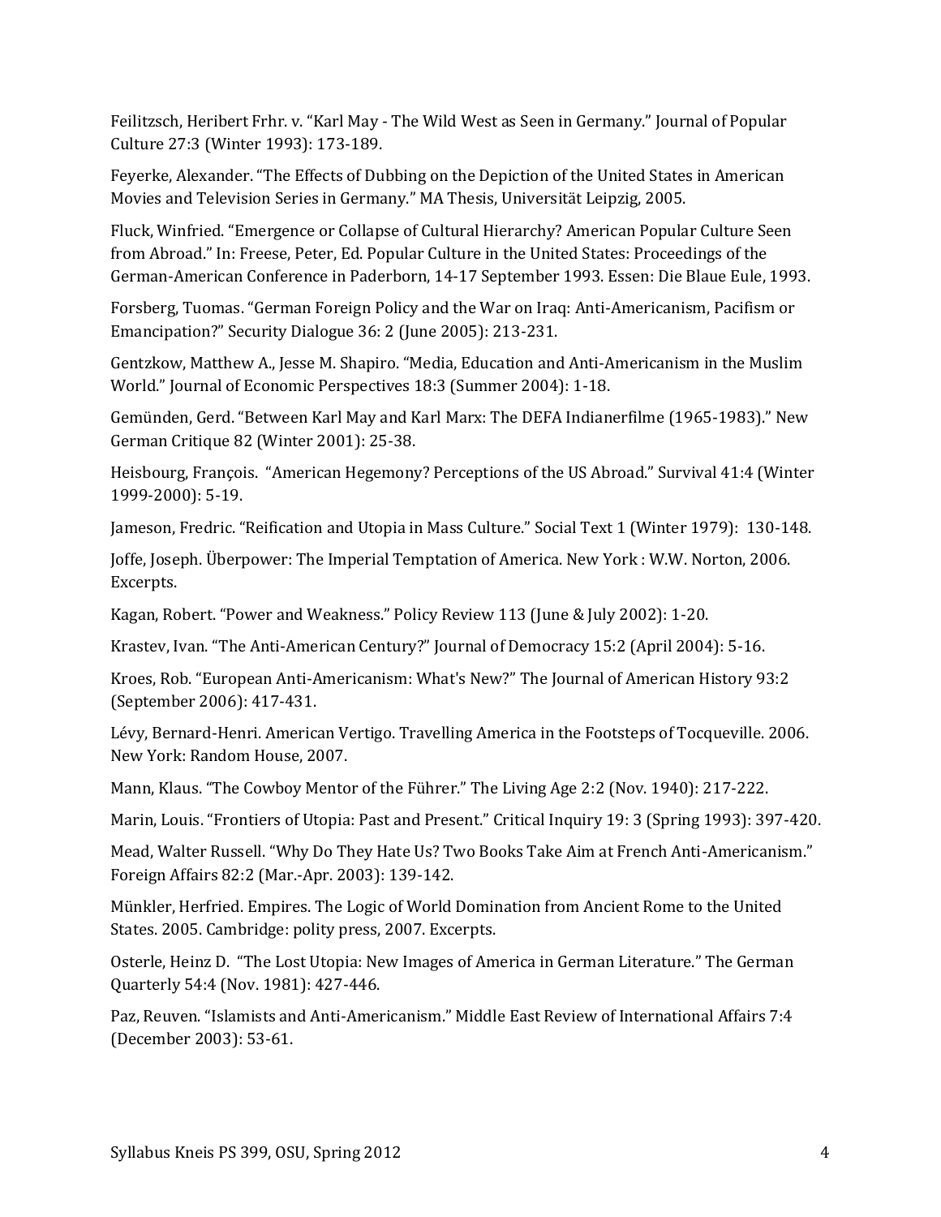Feilitzsch, Heribert Frhr. v. "Karl May - The Wild West as Seen in Germany." Journal of Popular Culture 27:3 (Winter 1993): 173-189.

Feyerke, Alexander. "The Effects of Dubbing on the Depiction of the United States in American Movies and Television Series in Germany." MA Thesis, Universität Leipzig, 2005.

Fluck, Winfried. "Emergence or Collapse of Cultural Hierarchy? American Popular Culture Seen from Abroad." In: Freese, Peter, Ed. Popular Culture in the United States: Proceedings of the German-American Conference in Paderborn, 14-17 September 1993. Essen: Die Blaue Eule, 1993.

Forsberg, Tuomas. "German Foreign Policy and the War on Iraq: Anti-Americanism, Pacifism or Emancipation?" Security Dialogue 36: 2 (June 2005): 213-231.

Gentzkow, Matthew A., Jesse M. Shapiro. "Media, Education and Anti-Americanism in the Muslim World." Journal of Economic Perspectives 18:3 (Summer 2004): 1-18.

Gemünden, Gerd. "Between Karl May and Karl Marx: The DEFA Indianerfilme (1965-1983)." New German Critique 82 (Winter 2001): 25-38.

Heisbourg, François. "American Hegemony? Perceptions of the US Abroad." Survival 41:4 (Winter 1999-2000): 5-19.

Jameson, Fredric. "Reification and Utopia in Mass Culture." Social Text 1 (Winter 1979): 130-148.

Joffe, Joseph. Überpower: The Imperial Temptation of America. New York : W.W. Norton, 2006. Excerpts.

Kagan, Robert. "Power and Weakness." Policy Review 113 (June & July 2002): 1-20.

Krastev, Ivan. "The Anti-American Century?" Journal of Democracy 15:2 (April 2004): 5-16.

Kroes, Rob. "European Anti-Americanism: What's New?" The Journal of American History 93:2 (September 2006): 417-431.

Lévy, Bernard-Henri. American Vertigo. Travelling America in the Footsteps of Tocqueville. 2006. New York: Random House, 2007.

Mann, Klaus. "The Cowboy Mentor of the Führer." The Living Age 2:2 (Nov. 1940): 217-222.

Marin, Louis. "Frontiers of Utopia: Past and Present." Critical Inquiry 19: 3 (Spring 1993): 397-420.

Mead, Walter Russell. "Why Do They Hate Us? Two Books Take Aim at French Anti-Americanism." Foreign Affairs 82:2 (Mar.-Apr. 2003): 139-142.

Münkler, Herfried. Empires. The Logic of World Domination from Ancient Rome to the United States. 2005. Cambridge: polity press, 2007. Excerpts.

Osterle, Heinz D. "The Lost Utopia: New Images of America in German Literature." The German Quarterly 54:4 (Nov. 1981): 427-446.

Paz, Reuven. "Islamists and Anti-Americanism." Middle East Review of International Affairs 7:4 (December 2003): 53-61.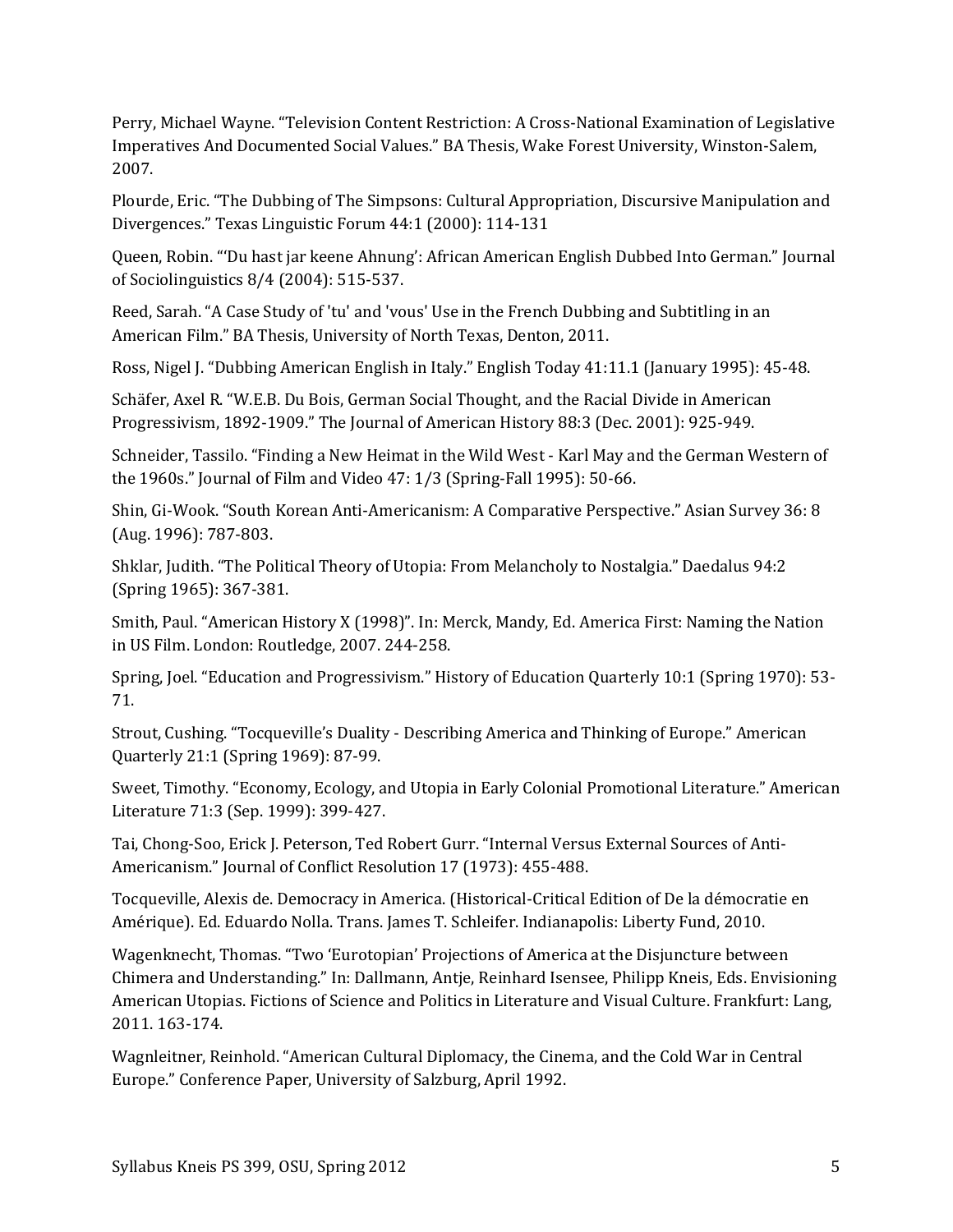Perry, Michael Wayne. “Television Content Restriction: A Cross-National Examination of Legislative Imperatives And Documented Social Values.” BA Thesis, Wake Forest University, Winston-Salem, 2007.

Plourde, Eric. “The Dubbing of The Simpsons: Cultural Appropriation, Discursive Manipulation and Divergences.” Texas Linguistic Forum 44:1 (2000): 114-131

Queen, Robin. “‘Du hast jar keene Ahnung’: African American English Dubbed Into German.” Journal of Sociolinguistics 8/4 (2004): 515-537.

Reed, Sarah. “A Case Study of 'tu' and 'vous' Use in the French Dubbing and Subtitling in an American Film.” BA Thesis, University of North Texas, Denton, 2011.

Ross, Nigel J. “Dubbing American English in Italy.” English Today 41:11.1 (January 1995): 45-48.

Schäfer, Axel R. “W.E.B. Du Bois, German Social Thought, and the Racial Divide in American Progressivism, 1892-1909.” The Journal of American History 88:3 (Dec. 2001): 925-949.

Schneider, Tassilo. “Finding a New Heimat in the Wild West - Karl May and the German Western of the 1960s.” Journal of Film and Video 47: 1/3 (Spring-Fall 1995): 50-66.

Shin, Gi-Wook. “South Korean Anti-Americanism: A Comparative Perspective.” Asian Survey 36: 8 (Aug. 1996): 787-803.

Shklar, Judith. “The Political Theory of Utopia: From Melancholy to Nostalgia.” Daedalus 94:2 (Spring 1965): 367-381.

Smith, Paul. “American History X (1998)”. In: Merck, Mandy, Ed. America First: Naming the Nation in US Film. London: Routledge, 2007. 244-258.

Spring, Joel. “Education and Progressivism.” History of Education Quarterly 10:1 (Spring 1970): 53-71.

Strout, Cushing. “Tocqueville’s Duality - Describing America and Thinking of Europe.” American Quarterly 21:1 (Spring 1969): 87-99.

Sweet, Timothy. “Economy, Ecology, and Utopia in Early Colonial Promotional Literature.” American Literature 71:3 (Sep. 1999): 399-427.

Tai, Chong-Soo, Erick J. Peterson, Ted Robert Gurr. “Internal Versus External Sources of Anti-Americanism.” Journal of Conflict Resolution 17 (1973): 455-488.

Tocqueville, Alexis de. Democracy in America. (Historical-Critical Edition of De la démocratie en Amérique). Ed. Eduardo Nolla. Trans. James T. Schleifer. Indianapolis: Liberty Fund, 2010.

Wagenknecht, Thomas. “Two ‘Eurotopian’ Projections of America at the Disjuncture between Chimera and Understanding.” In: Dallmann, Antje, Reinhard Isensee, Philipp Kneis, Eds. Envisioning American Utopias. Fictions of Science and Politics in Literature and Visual Culture. Frankfurt: Lang, 2011. 163-174.

Wagnleitner, Reinhold. “American Cultural Diplomacy, the Cinema, and the Cold War in Central Europe.” Conference Paper, University of Salzburg, April 1992.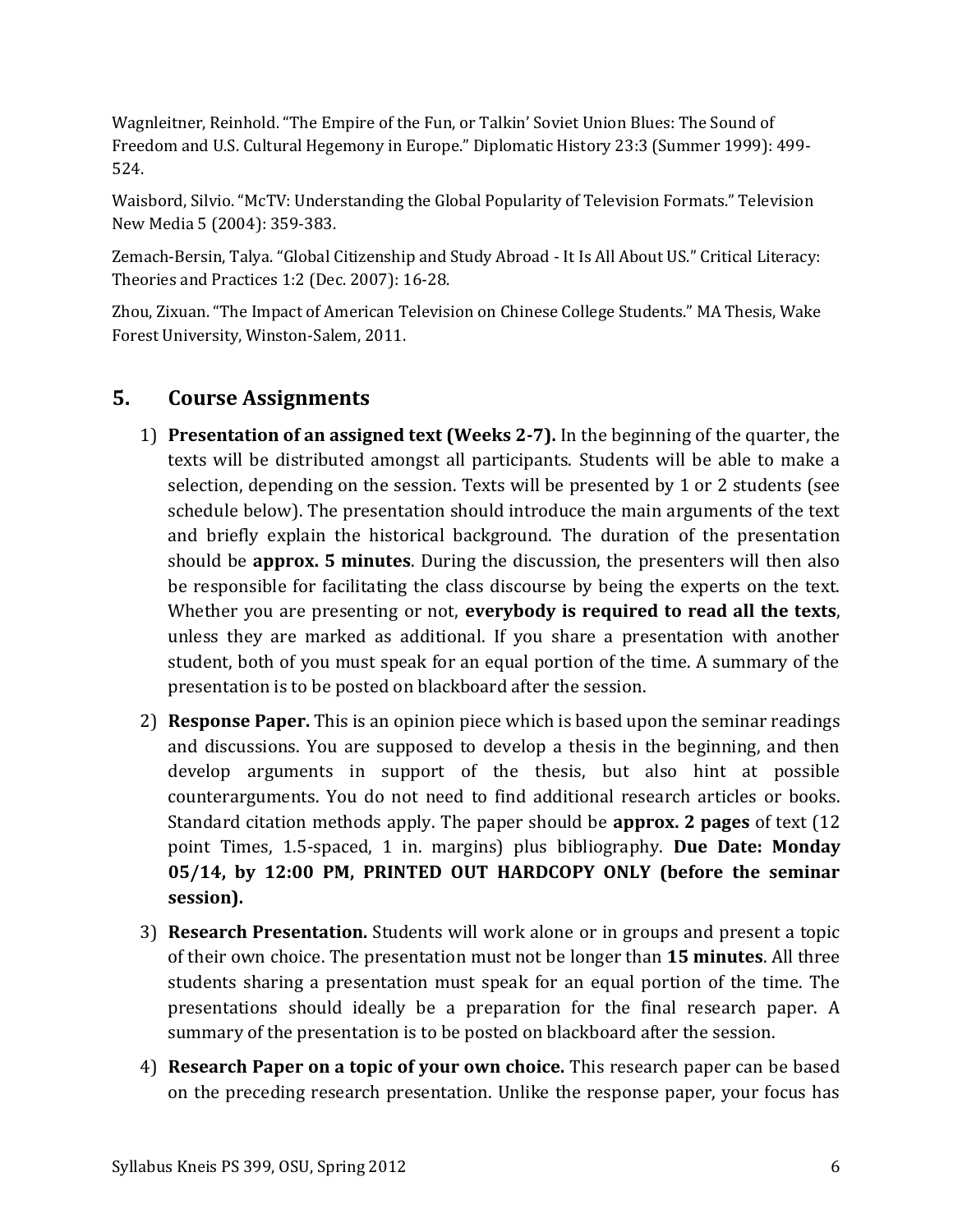Wagnleitner, Reinhold. "The Empire of the Fun, or Talkin' Soviet Union Blues: The Sound of Freedom and U.S. Cultural Hegemony in Europe." Diplomatic History 23:3 (Summer 1999): 499-524.

Waisbord, Silvio. "McTV: Understanding the Global Popularity of Television Formats." Television New Media 5 (2004): 359-383.

Zemach-Bersin, Talya. "Global Citizenship and Study Abroad - It Is All About US." Critical Literacy: Theories and Practices 1:2 (Dec. 2007): 16-28.

Zhou, Zixuan. "The Impact of American Television on Chinese College Students." MA Thesis, Wake Forest University, Winston-Salem, 2011.

## 5. Course Assignments

1) **Presentation of an assigned text (Weeks 2-7).** In the beginning of the quarter, the texts will be distributed amongst all participants. Students will be able to make a selection, depending on the session. Texts will be presented by 1 or 2 students (see schedule below). The presentation should introduce the main arguments of the text and briefly explain the historical background. The duration of the presentation should be **approx. 5 minutes**. During the discussion, the presenters will then also be responsible for facilitating the class discourse by being the experts on the text. Whether you are presenting or not, **everybody is required to read all the texts**, unless they are marked as additional. If you share a presentation with another student, both of you must speak for an equal portion of the time. A summary of the presentation is to be posted on blackboard after the session.

2) **Response Paper.** This is an opinion piece which is based upon the seminar readings and discussions. You are supposed to develop a thesis in the beginning, and then develop arguments in support of the thesis, but also hint at possible counterarguments. You do not need to find additional research articles or books. Standard citation methods apply. The paper should be **approx. 2 pages** of text (12 point Times, 1.5-spaced, 1 in. margins) plus bibliography. **Due Date: Monday 05/14, by 12:00 PM, PRINTED OUT HARDCOPY ONLY (before the seminar session).**

3) **Research Presentation.** Students will work alone or in groups and present a topic of their own choice. The presentation must not be longer than **15 minutes**. All three students sharing a presentation must speak for an equal portion of the time. The presentations should ideally be a preparation for the final research paper. A summary of the presentation is to be posted on blackboard after the session.

4) **Research Paper on a topic of your own choice.** This research paper can be based on the preceding research presentation. Unlike the response paper, your focus has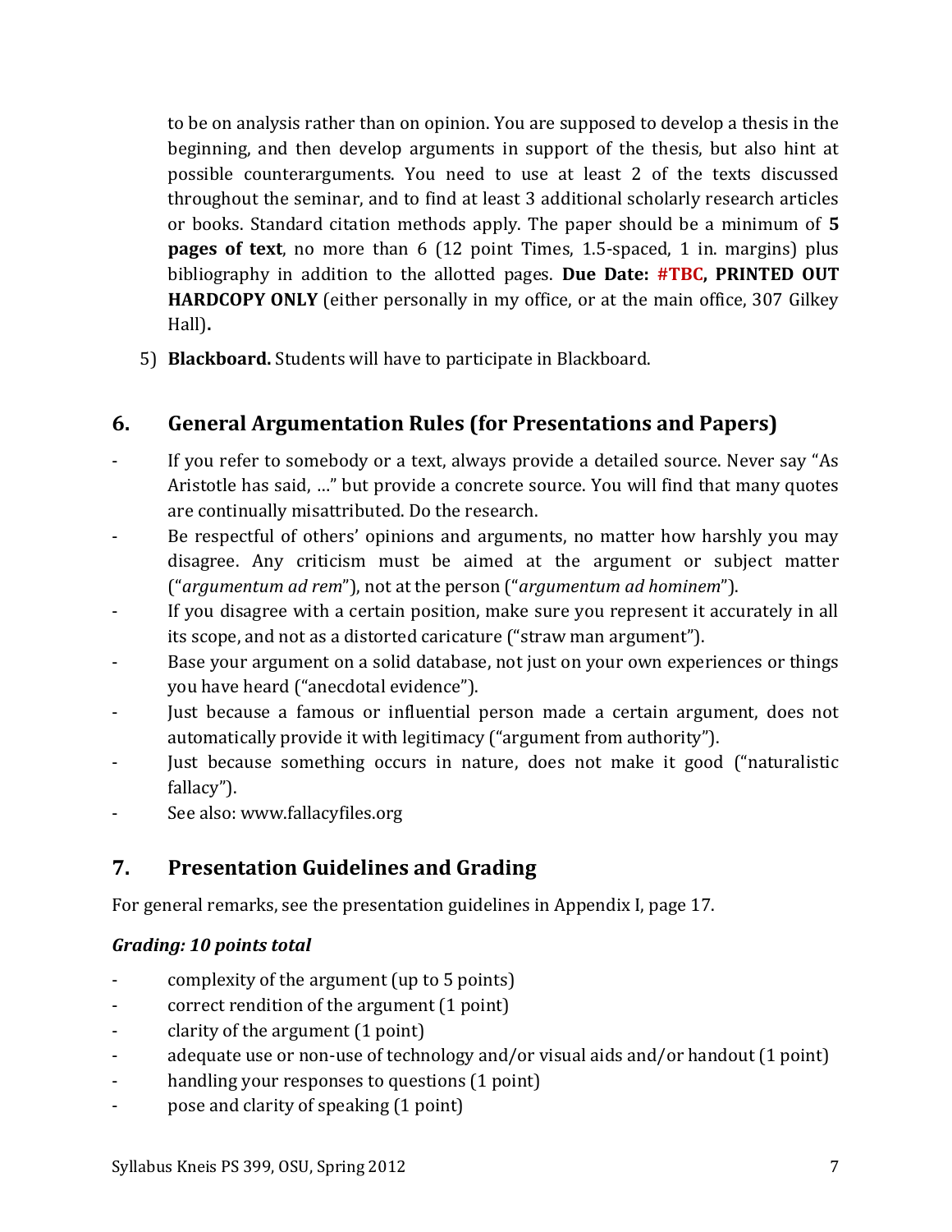to be on analysis rather than on opinion. You are supposed to develop a thesis in the beginning, and then develop arguments in support of the thesis, but also hint at possible counterarguments. You need to use at least 2 of the texts discussed throughout the seminar, and to find at least 3 additional scholarly research articles or books. Standard citation methods apply. The paper should be a minimum of **5 pages of text**, no more than 6 (12 point Times, 1.5-spaced, 1 in. margins) plus bibliography in addition to the allotted pages. **Due Date: #TBC, PRINTED OUT HARDCOPY ONLY** (either personally in my office, or at the main office, 307 Gilkey Hall)**.**

5) **Blackboard.** Students will have to participate in Blackboard.

## 6. General Argumentation Rules (for Presentations and Papers)

- If you refer to somebody or a text, always provide a detailed source. Never say "As Aristotle has said, …" but provide a concrete source. You will find that many quotes are continually misattributed. Do the research.
- Be respectful of others' opinions and arguments, no matter how harshly you may disagree. Any criticism must be aimed at the argument or subject matter ("*argumentum ad rem*"), not at the person ("*argumentum ad hominem*").
- If you disagree with a certain position, make sure you represent it accurately in all its scope, and not as a distorted caricature ("straw man argument").
- Base your argument on a solid database, not just on your own experiences or things you have heard ("anecdotal evidence").
- Just because a famous or influential person made a certain argument, does not automatically provide it with legitimacy ("argument from authority").
- Just because something occurs in nature, does not make it good ("naturalistic fallacy").
- See also: www.fallacyfiles.org

## 7. Presentation Guidelines and Grading

For general remarks, see the presentation guidelines in Appendix I, page 17.

***Grading: 10 points total***

- complexity of the argument (up to 5 points)
- correct rendition of the argument (1 point)
- clarity of the argument (1 point)
- adequate use or non-use of technology and/or visual aids and/or handout (1 point)
- handling your responses to questions (1 point)
- pose and clarity of speaking (1 point)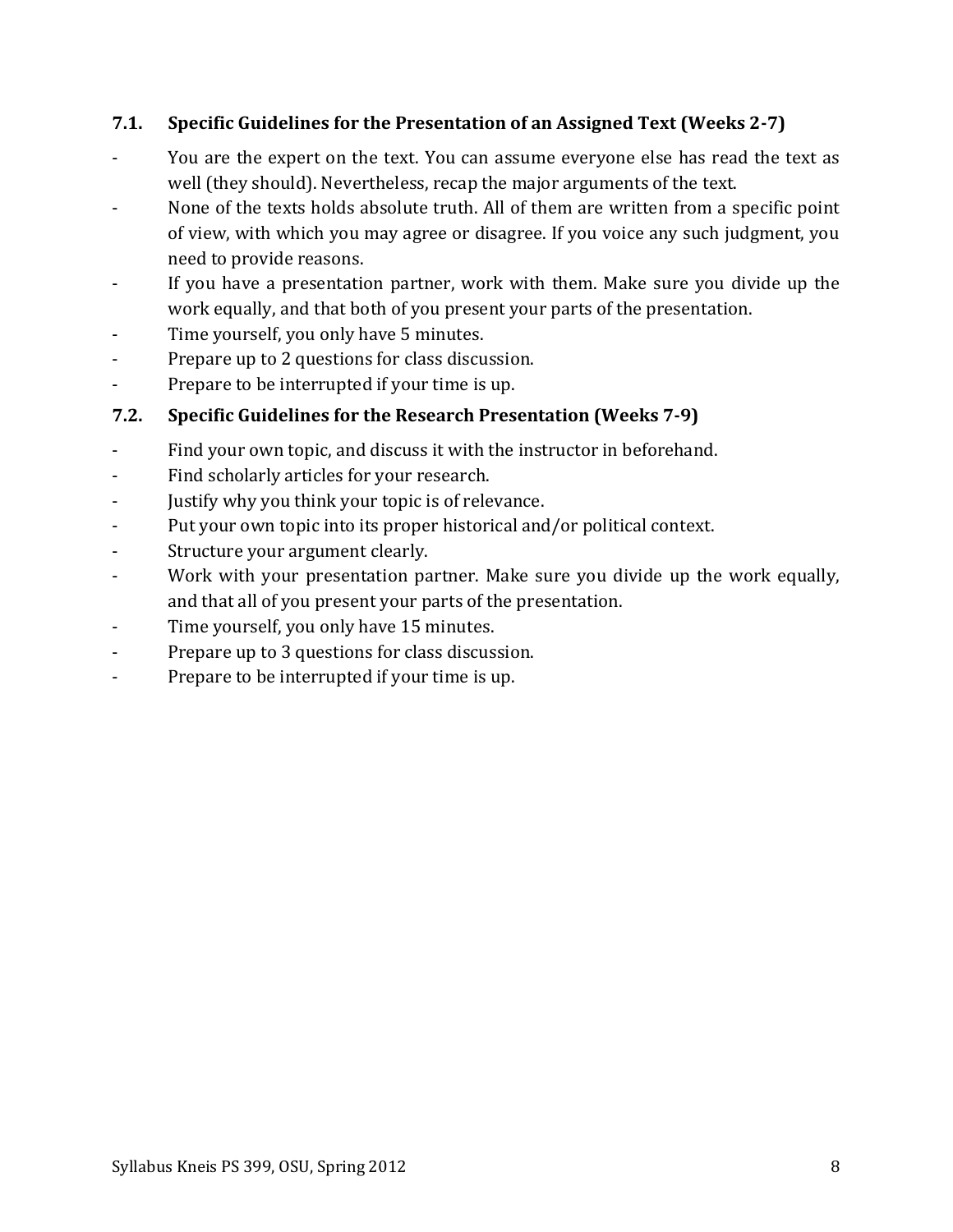### 7.1. Specific Guidelines for the Presentation of an Assigned Text (Weeks 2-7)

- You are the expert on the text. You can assume everyone else has read the text as well (they should). Nevertheless, recap the major arguments of the text.
- None of the texts holds absolute truth. All of them are written from a specific point of view, with which you may agree or disagree. If you voice any such judgment, you need to provide reasons.
- If you have a presentation partner, work with them. Make sure you divide up the work equally, and that both of you present your parts of the presentation.
- Time yourself, you only have 5 minutes.
- Prepare up to 2 questions for class discussion.
- Prepare to be interrupted if your time is up.

### 7.2. Specific Guidelines for the Research Presentation (Weeks 7-9)

- Find your own topic, and discuss it with the instructor in beforehand.
- Find scholarly articles for your research.
- Justify why you think your topic is of relevance.
- Put your own topic into its proper historical and/or political context.
- Structure your argument clearly.
- Work with your presentation partner. Make sure you divide up the work equally, and that all of you present your parts of the presentation.
- Time yourself, you only have 15 minutes.
- Prepare up to 3 questions for class discussion.
- Prepare to be interrupted if your time is up.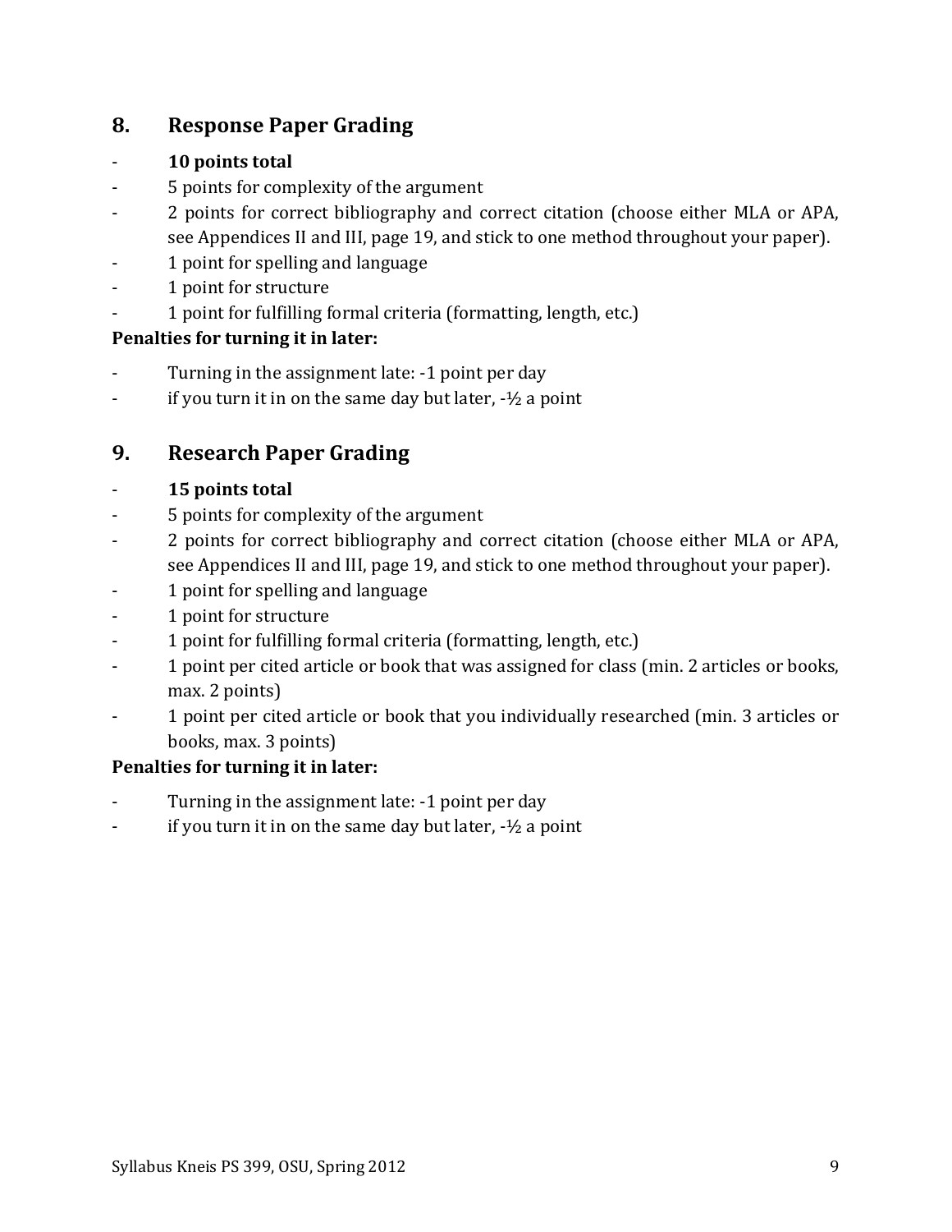## 8. Response Paper Grading

- **10 points total**
- 5 points for complexity of the argument
- 2 points for correct bibliography and correct citation (choose either MLA or APA, see Appendices II and III, page 19, and stick to one method throughout your paper).
- 1 point for spelling and language
- 1 point for structure
- 1 point for fulfilling formal criteria (formatting, length, etc.)

**Penalties for turning it in later:**

- Turning in the assignment late: -1 point per day
- if you turn it in on the same day but later, -½ a point

## 9. Research Paper Grading

- **15 points total**
- 5 points for complexity of the argument
- 2 points for correct bibliography and correct citation (choose either MLA or APA, see Appendices II and III, page 19, and stick to one method throughout your paper).
- 1 point for spelling and language
- 1 point for structure
- 1 point for fulfilling formal criteria (formatting, length, etc.)
- 1 point per cited article or book that was assigned for class (min. 2 articles or books, max. 2 points)
- 1 point per cited article or book that you individually researched (min. 3 articles or books, max. 3 points)

**Penalties for turning it in later:**

- Turning in the assignment late: -1 point per day
- if you turn it in on the same day but later, -½ a point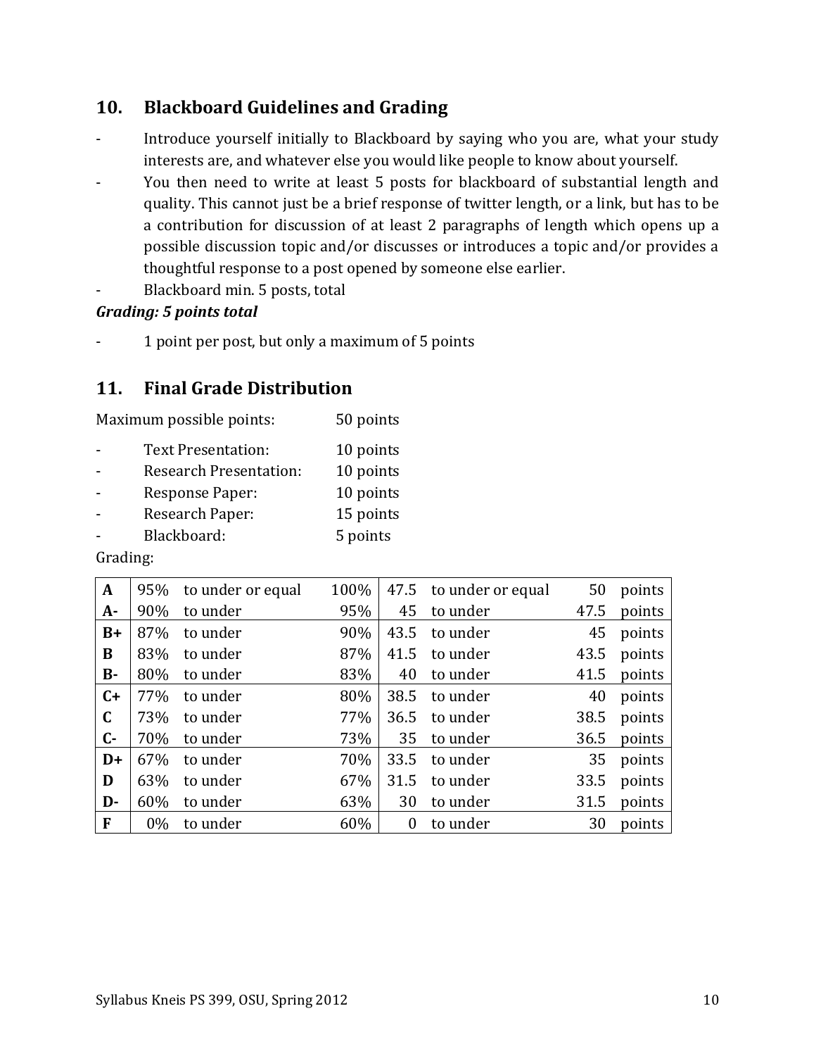## 10. Blackboard Guidelines and Grading

- Introduce yourself initially to Blackboard by saying who you are, what your study interests are, and whatever else you would like people to know about yourself.
- You then need to write at least 5 posts for blackboard of substantial length and quality. This cannot just be a brief response of twitter length, or a link, but has to be a contribution for discussion of at least 2 paragraphs of length which opens up a possible discussion topic and/or discusses or introduces a topic and/or provides a thoughtful response to a post opened by someone else earlier.
- Blackboard min. 5 posts, total

***Grading: 5 points total***

- 1 point per post, but only a maximum of 5 points

## 11. Final Grade Distribution

Maximum possible points: 50 points

- Text Presentation: 10 points
- Research Presentation: 10 points
- Response Paper: 10 points
- Research Paper: 15 points
- Blackboard: 5 points

Grading:

| Grade | From (%) | | To (%) | From (points) | | To (points) | |
|---|---|---|---|---|---|---|---|
| **A** | 95% | to under or equal | 100% | 47.5 | to under or equal | 50 | points |
| **A-** | 90% | to under | 95% | 45 | to under | 47.5 | points |
| **B+** | 87% | to under | 90% | 43.5 | to under | 45 | points |
| **B** | 83% | to under | 87% | 41.5 | to under | 43.5 | points |
| **B-** | 80% | to under | 83% | 40 | to under | 41.5 | points |
| **C+** | 77% | to under | 80% | 38.5 | to under | 40 | points |
| **C** | 73% | to under | 77% | 36.5 | to under | 38.5 | points |
| **C-** | 70% | to under | 73% | 35 | to under | 36.5 | points |
| **D+** | 67% | to under | 70% | 33.5 | to under | 35 | points |
| **D** | 63% | to under | 67% | 31.5 | to under | 33.5 | points |
| **D-** | 60% | to under | 63% | 30 | to under | 31.5 | points |
| **F** | 0% | to under | 60% | 0 | to under | 30 | points |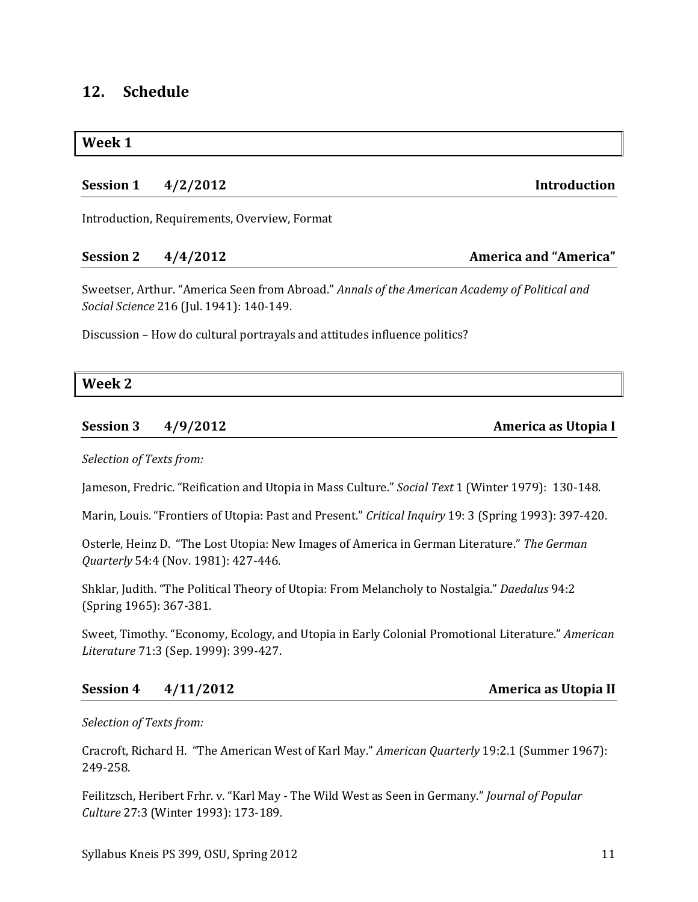## 12. Schedule

### Week 1

**Session 1 4/2/2012 — Introduction**

Introduction, Requirements, Overview, Format

**Session 2 4/4/2012 — America and "America"**

Sweetser, Arthur. "America Seen from Abroad." *Annals of the American Academy of Political and Social Science* 216 (Jul. 1941): 140-149.

Discussion – How do cultural portrayals and attitudes influence politics?

### Week 2

**Session 3 4/9/2012 — America as Utopia I**

*Selection of Texts from:*

Jameson, Fredric. "Reification and Utopia in Mass Culture." *Social Text* 1 (Winter 1979): 130-148.

Marin, Louis. "Frontiers of Utopia: Past and Present." *Critical Inquiry* 19: 3 (Spring 1993): 397-420.

Osterle, Heinz D. "The Lost Utopia: New Images of America in German Literature." *The German Quarterly* 54:4 (Nov. 1981): 427-446.

Shklar, Judith. "The Political Theory of Utopia: From Melancholy to Nostalgia." *Daedalus* 94:2 (Spring 1965): 367-381.

Sweet, Timothy. "Economy, Ecology, and Utopia in Early Colonial Promotional Literature." *American Literature* 71:3 (Sep. 1999): 399-427.

**Session 4 4/11/2012 — America as Utopia II**

*Selection of Texts from:*

Cracroft, Richard H. "The American West of Karl May." *American Quarterly* 19:2.1 (Summer 1967): 249-258.

Feilitzsch, Heribert Frhr. v. "Karl May - The Wild West as Seen in Germany." *Journal of Popular Culture* 27:3 (Winter 1993): 173-189.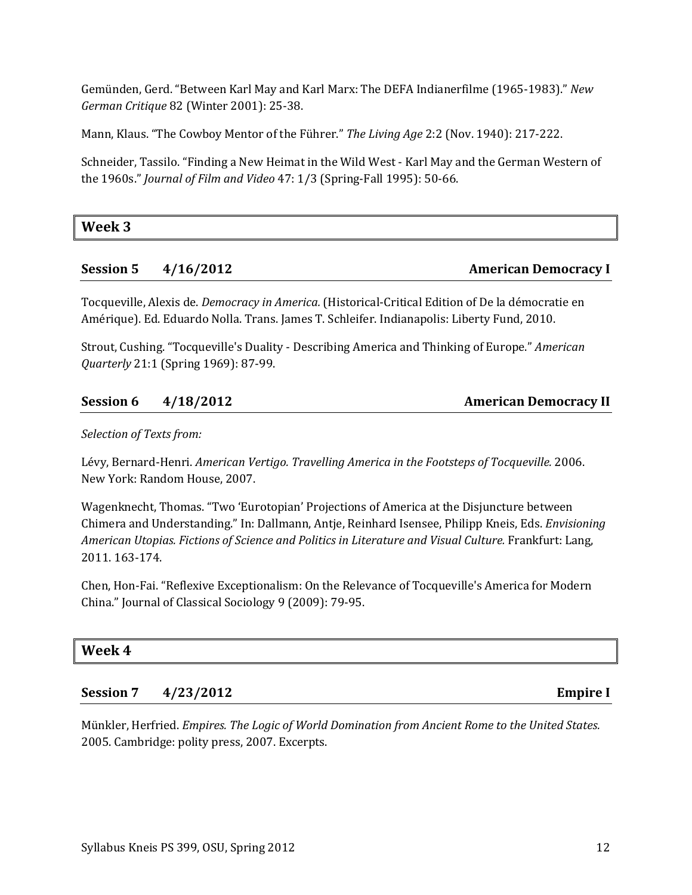Gemünden, Gerd. "Between Karl May and Karl Marx: The DEFA Indianerfilme (1965-1983)." *New German Critique* 82 (Winter 2001): 25-38.

Mann, Klaus. "The Cowboy Mentor of the Führer." *The Living Age* 2:2 (Nov. 1940): 217-222.

Schneider, Tassilo. "Finding a New Heimat in the Wild West - Karl May and the German Western of the 1960s." *Journal of Film and Video* 47: 1/3 (Spring-Fall 1995): 50-66.

## Week 3

### Session 5 4/16/2012 American Democracy I

Tocqueville, Alexis de. *Democracy in America.* (Historical-Critical Edition of De la démocratie en Amérique). Ed. Eduardo Nolla. Trans. James T. Schleifer. Indianapolis: Liberty Fund, 2010.

Strout, Cushing. "Tocqueville's Duality - Describing America and Thinking of Europe." *American Quarterly* 21:1 (Spring 1969): 87-99.

### Session 6 4/18/2012 American Democracy II

*Selection of Texts from:*

Lévy, Bernard-Henri. *American Vertigo. Travelling America in the Footsteps of Tocqueville.* 2006. New York: Random House, 2007.

Wagenknecht, Thomas. "Two 'Eurotopian' Projections of America at the Disjuncture between Chimera and Understanding." In: Dallmann, Antje, Reinhard Isensee, Philipp Kneis, Eds. *Envisioning American Utopias. Fictions of Science and Politics in Literature and Visual Culture.* Frankfurt: Lang, 2011. 163-174.

Chen, Hon-Fai. "Reflexive Exceptionalism: On the Relevance of Tocqueville's America for Modern China." Journal of Classical Sociology 9 (2009): 79-95.

## Week 4

### Session 7 4/23/2012 Empire I

Münkler, Herfried. *Empires. The Logic of World Domination from Ancient Rome to the United States.* 2005. Cambridge: polity press, 2007. Excerpts.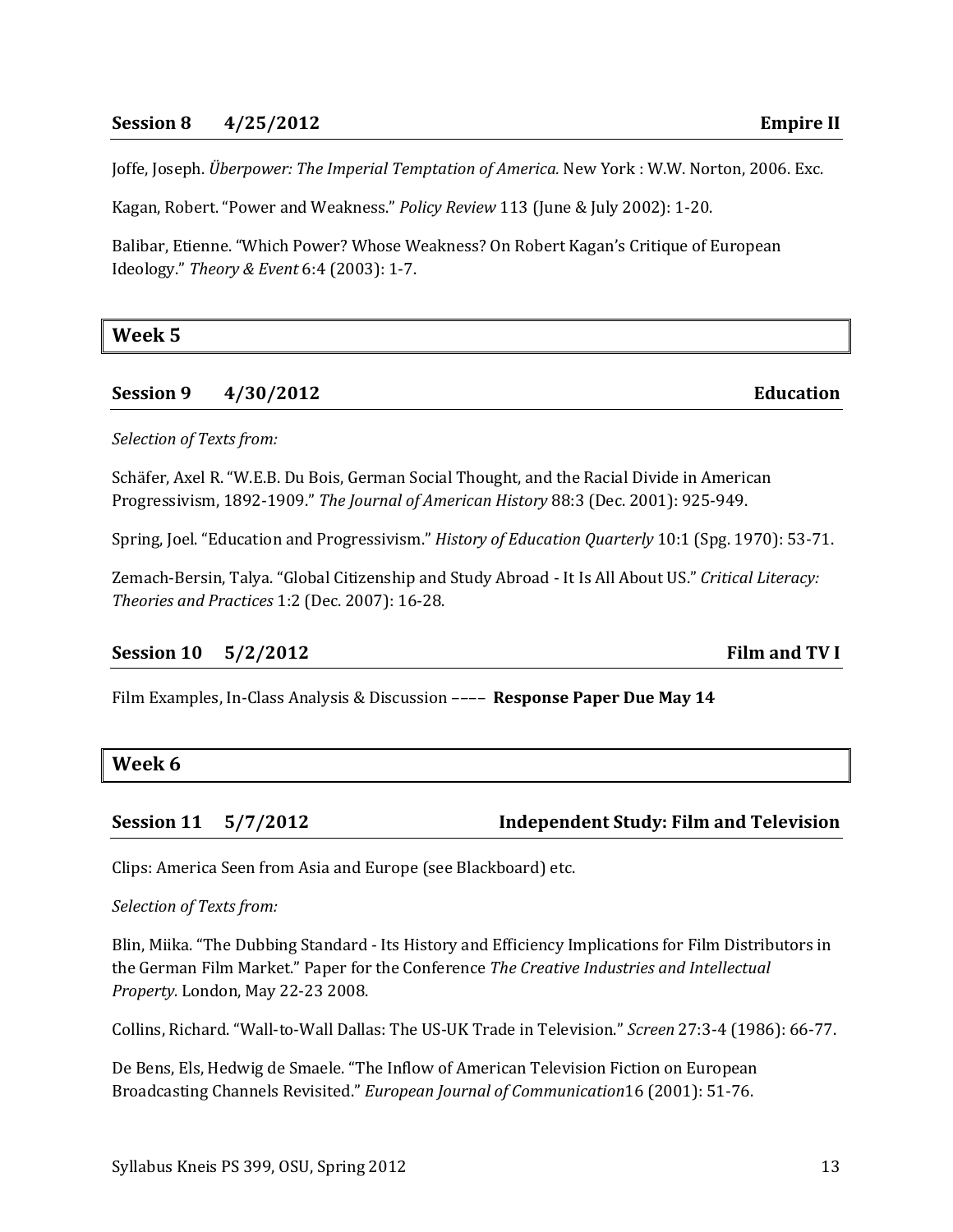### Session 8 4/25/2012 Empire II

Joffe, Joseph. *Überpower: The Imperial Temptation of America.* New York : W.W. Norton, 2006. Exc.

Kagan, Robert. "Power and Weakness." *Policy Review* 113 (June & July 2002): 1-20.

Balibar, Etienne. "Which Power? Whose Weakness? On Robert Kagan's Critique of European Ideology." *Theory & Event* 6:4 (2003): 1-7.

## Week 5

### Session 9 4/30/2012 Education

*Selection of Texts from:*

Schäfer, Axel R. "W.E.B. Du Bois, German Social Thought, and the Racial Divide in American Progressivism, 1892-1909." *The Journal of American History* 88:3 (Dec. 2001): 925-949.

Spring, Joel. "Education and Progressivism." *History of Education Quarterly* 10:1 (Spg. 1970): 53-71.

Zemach-Bersin, Talya. "Global Citizenship and Study Abroad - It Is All About US." *Critical Literacy: Theories and Practices* 1:2 (Dec. 2007): 16-28.

### Session 10 5/2/2012 Film and TV I

Film Examples, In-Class Analysis & Discussion –––– **Response Paper Due May 14**

## Week 6

### Session 11 5/7/2012 Independent Study: Film and Television

Clips: America Seen from Asia and Europe (see Blackboard) etc.

*Selection of Texts from:*

Blin, Miika. "The Dubbing Standard - Its History and Efficiency Implications for Film Distributors in the German Film Market." Paper for the Conference *The Creative Industries and Intellectual Property.* London, May 22-23 2008.

Collins, Richard. "Wall-to-Wall Dallas: The US-UK Trade in Television." *Screen* 27:3-4 (1986): 66-77.

De Bens, Els, Hedwig de Smaele. "The Inflow of American Television Fiction on European Broadcasting Channels Revisited." *European Journal of Communication*16 (2001): 51-76.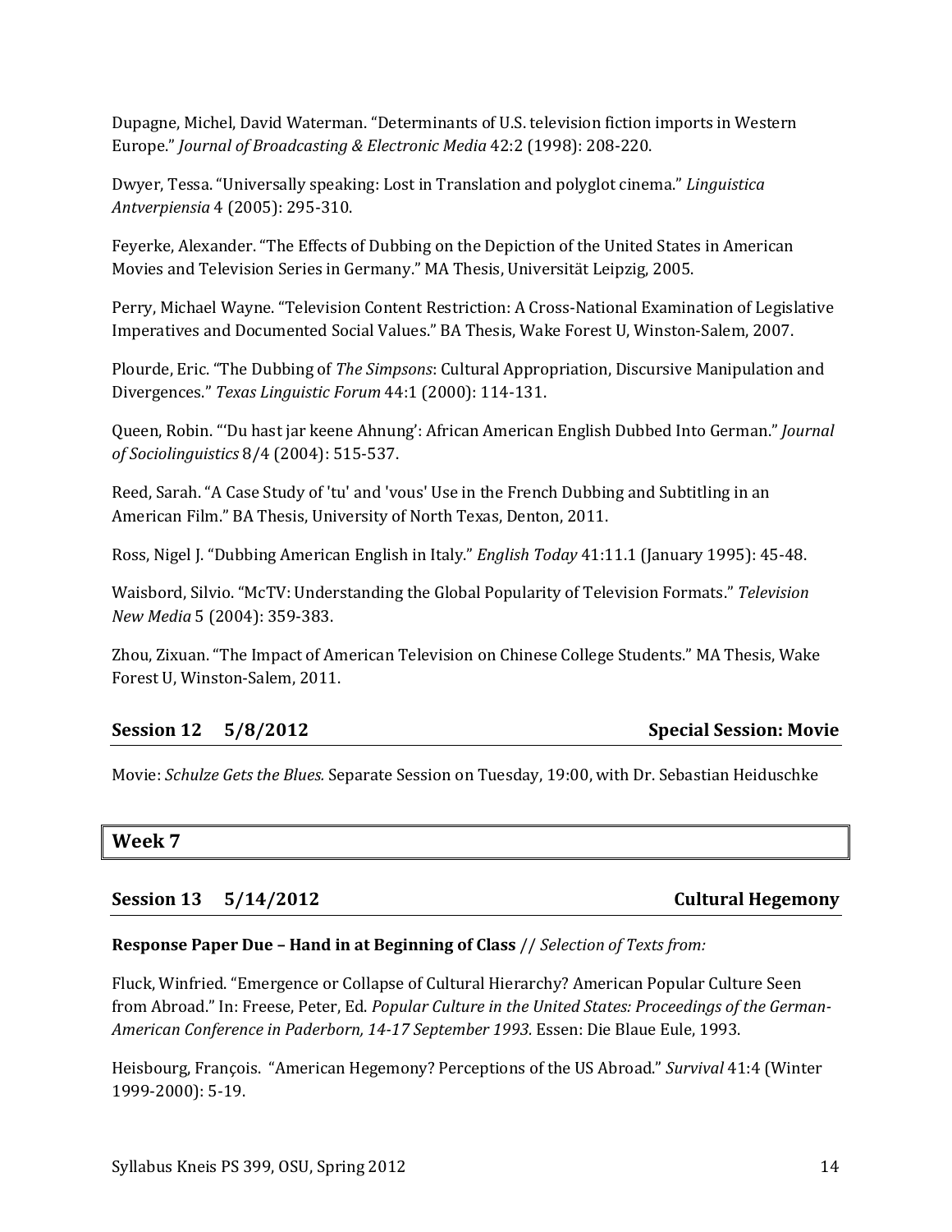Dupagne, Michel, David Waterman. "Determinants of U.S. television fiction imports in Western Europe." *Journal of Broadcasting & Electronic Media* 42:2 (1998): 208-220.

Dwyer, Tessa. "Universally speaking: Lost in Translation and polyglot cinema." *Linguistica Antverpiensia* 4 (2005): 295-310.

Feyerke, Alexander. "The Effects of Dubbing on the Depiction of the United States in American Movies and Television Series in Germany." MA Thesis, Universität Leipzig, 2005.

Perry, Michael Wayne. "Television Content Restriction: A Cross-National Examination of Legislative Imperatives and Documented Social Values." BA Thesis, Wake Forest U, Winston-Salem, 2007.

Plourde, Eric. "The Dubbing of *The Simpsons*: Cultural Appropriation, Discursive Manipulation and Divergences." *Texas Linguistic Forum* 44:1 (2000): 114-131.

Queen, Robin. "'Du hast jar keene Ahnung': African American English Dubbed Into German." *Journal of Sociolinguistics* 8/4 (2004): 515-537.

Reed, Sarah. "A Case Study of 'tu' and 'vous' Use in the French Dubbing and Subtitling in an American Film." BA Thesis, University of North Texas, Denton, 2011.

Ross, Nigel J. "Dubbing American English in Italy." *English Today* 41:11.1 (January 1995): 45-48.

Waisbord, Silvio. "McTV: Understanding the Global Popularity of Television Formats." *Television New Media* 5 (2004): 359-383.

Zhou, Zixuan. "The Impact of American Television on Chinese College Students." MA Thesis, Wake Forest U, Winston-Salem, 2011.

### Session 12 5/8/2012 — Special Session: Movie

Movie: *Schulze Gets the Blues.* Separate Session on Tuesday, 19:00, with Dr. Sebastian Heiduschke

## Week 7

### Session 13 5/14/2012 — Cultural Hegemony

**Response Paper Due – Hand in at Beginning of Class** // *Selection of Texts from:*

Fluck, Winfried. "Emergence or Collapse of Cultural Hierarchy? American Popular Culture Seen from Abroad." In: Freese, Peter, Ed. *Popular Culture in the United States: Proceedings of the German-American Conference in Paderborn, 14-17 September 1993.* Essen: Die Blaue Eule, 1993.

Heisbourg, François. "American Hegemony? Perceptions of the US Abroad." *Survival* 41:4 (Winter 1999-2000): 5-19.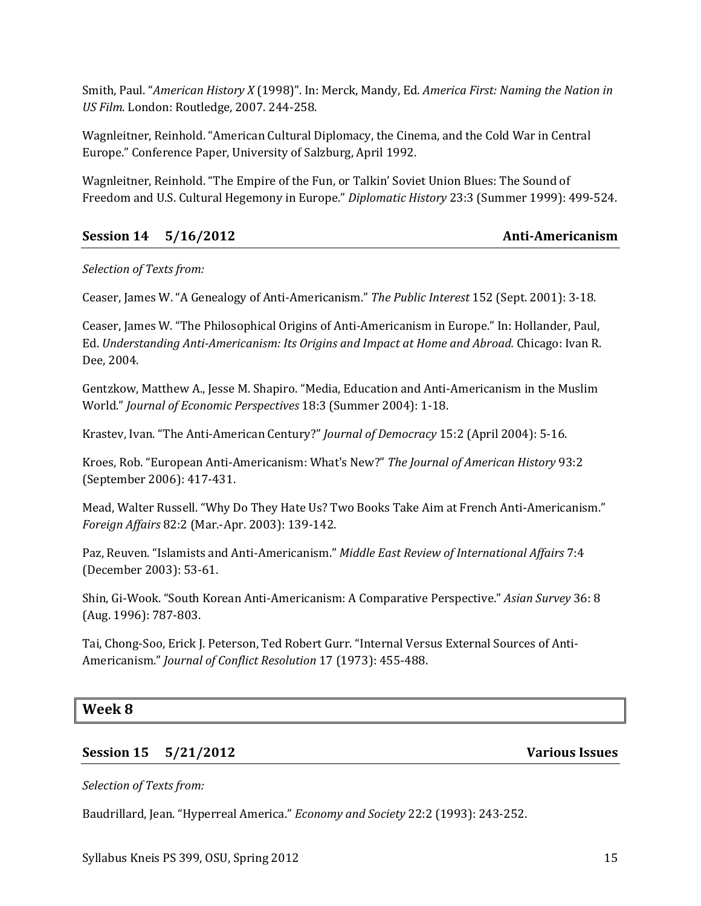Smith, Paul. "*American History X* (1998)". In: Merck, Mandy, Ed. *America First: Naming the Nation in US Film*. London: Routledge, 2007. 244-258.

Wagnleitner, Reinhold. "American Cultural Diplomacy, the Cinema, and the Cold War in Central Europe." Conference Paper, University of Salzburg, April 1992.

Wagnleitner, Reinhold. "The Empire of the Fun, or Talkin' Soviet Union Blues: The Sound of Freedom and U.S. Cultural Hegemony in Europe." *Diplomatic History* 23:3 (Summer 1999): 499-524.

### Session 14 5/16/2012 — Anti-Americanism

*Selection of Texts from:*

Ceaser, James W. "A Genealogy of Anti-Americanism." *The Public Interest* 152 (Sept. 2001): 3-18.

Ceaser, James W. "The Philosophical Origins of Anti-Americanism in Europe." In: Hollander, Paul, Ed. *Understanding Anti-Americanism: Its Origins and Impact at Home and Abroad.* Chicago: Ivan R. Dee, 2004.

Gentzkow, Matthew A., Jesse M. Shapiro. "Media, Education and Anti-Americanism in the Muslim World." *Journal of Economic Perspectives* 18:3 (Summer 2004): 1-18.

Krastev, Ivan. "The Anti-American Century?" *Journal of Democracy* 15:2 (April 2004): 5-16.

Kroes, Rob. "European Anti-Americanism: What's New?" *The Journal of American History* 93:2 (September 2006): 417-431.

Mead, Walter Russell. "Why Do They Hate Us? Two Books Take Aim at French Anti-Americanism." *Foreign Affairs* 82:2 (Mar.-Apr. 2003): 139-142.

Paz, Reuven. "Islamists and Anti-Americanism." *Middle East Review of International Affairs* 7:4 (December 2003): 53-61.

Shin, Gi-Wook. "South Korean Anti-Americanism: A Comparative Perspective." *Asian Survey* 36: 8 (Aug. 1996): 787-803.

Tai, Chong-Soo, Erick J. Peterson, Ted Robert Gurr. "Internal Versus External Sources of Anti-Americanism." *Journal of Conflict Resolution* 17 (1973): 455-488.

## Week 8

### Session 15 5/21/2012 — Various Issues

*Selection of Texts from:*

Baudrillard, Jean. "Hyperreal America." *Economy and Society* 22:2 (1993): 243-252.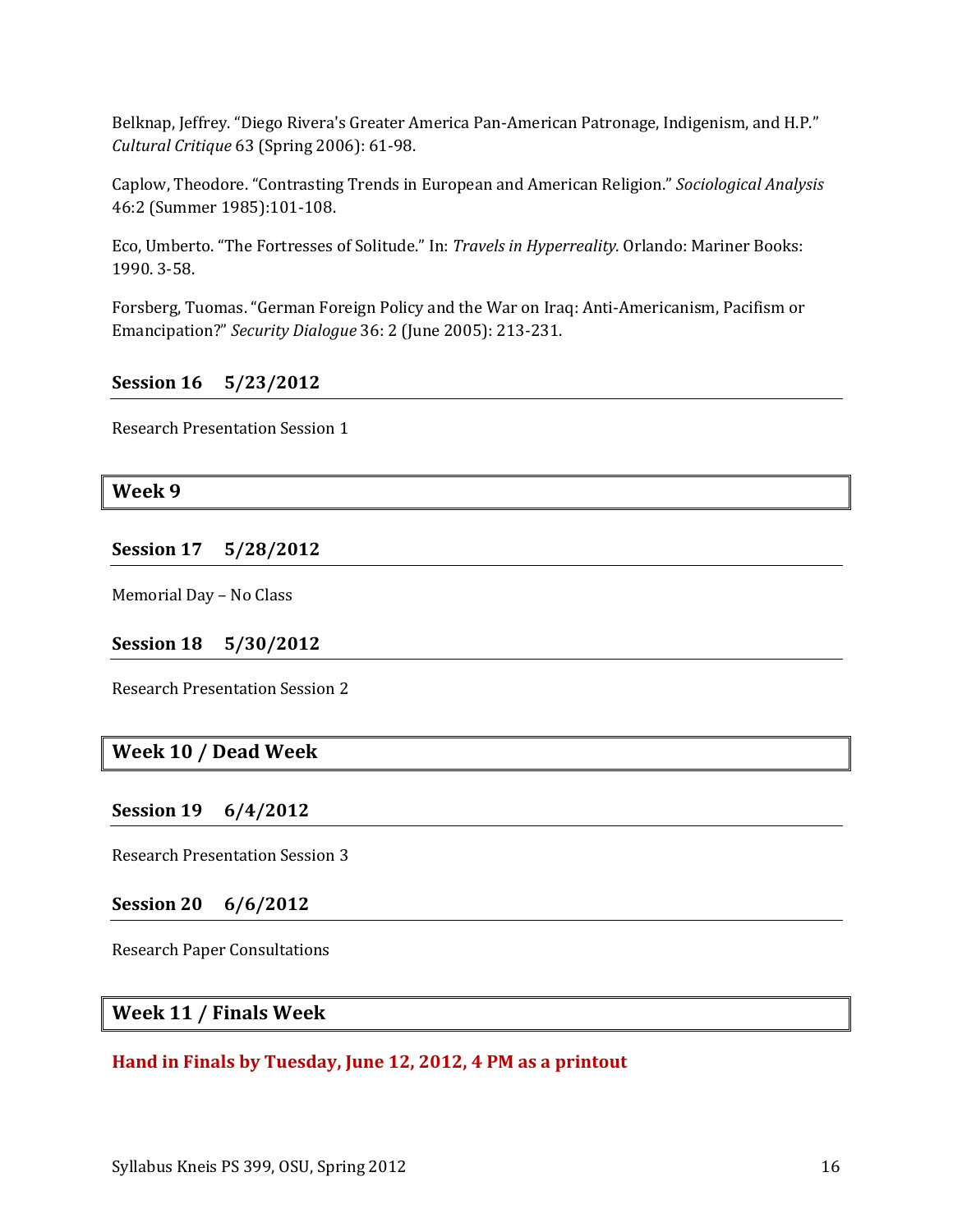Belknap, Jeffrey. “Diego Rivera's Greater America Pan-American Patronage, Indigenism, and H.P.” *Cultural Critique* 63 (Spring 2006): 61-98.

Caplow, Theodore. “Contrasting Trends in European and American Religion.” *Sociological Analysis* 46:2 (Summer 1985):101-108.

Eco, Umberto. “The Fortresses of Solitude.” In: *Travels in Hyperreality.* Orlando: Mariner Books: 1990. 3-58.

Forsberg, Tuomas. “German Foreign Policy and the War on Iraq: Anti-Americanism, Pacifism or Emancipation?” *Security Dialogue* 36: 2 (June 2005): 213-231.

### Session 16 5/23/2012

Research Presentation Session 1

## Week 9

### Session 17 5/28/2012

Memorial Day – No Class

### Session 18 5/30/2012

Research Presentation Session 2

## Week 10 / Dead Week

### Session 19 6/4/2012

Research Presentation Session 3

### Session 20 6/6/2012

Research Paper Consultations

## Week 11 / Finals Week

**Hand in Finals by Tuesday, June 12, 2012, 4 PM as a printout**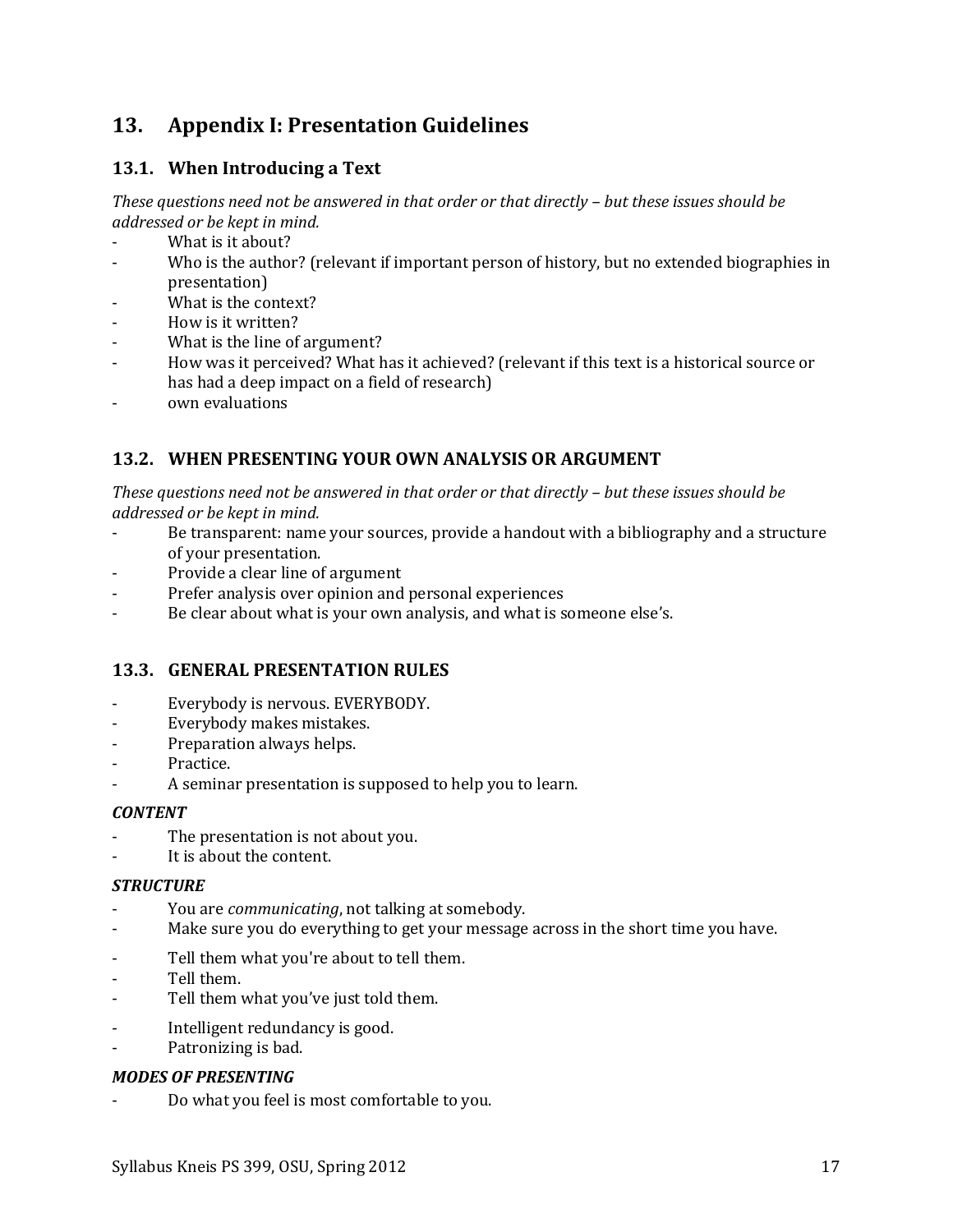## 13. Appendix I: Presentation Guidelines

### 13.1. When Introducing a Text

*These questions need not be answered in that order or that directly – but these issues should be addressed or be kept in mind.*

- What is it about?
- Who is the author? (relevant if important person of history, but no extended biographies in presentation)
- What is the context?
- How is it written?
- What is the line of argument?
- How was it perceived? What has it achieved? (relevant if this text is a historical source or has had a deep impact on a field of research)
- own evaluations

### 13.2. WHEN PRESENTING YOUR OWN ANALYSIS OR ARGUMENT

*These questions need not be answered in that order or that directly – but these issues should be addressed or be kept in mind.*

- Be transparent: name your sources, provide a handout with a bibliography and a structure of your presentation.
- Provide a clear line of argument
- Prefer analysis over opinion and personal experiences
- Be clear about what is your own analysis, and what is someone else's.

### 13.3. GENERAL PRESENTATION RULES

- Everybody is nervous. EVERYBODY.
- Everybody makes mistakes.
- Preparation always helps.
- Practice.
- A seminar presentation is supposed to help you to learn.

***CONTENT***

- The presentation is not about you.
- It is about the content.

***STRUCTURE***

- You are *communicating*, not talking at somebody.
- Make sure you do everything to get your message across in the short time you have.

- Tell them what you're about to tell them.
- Tell them.
- Tell them what you've just told them.

- Intelligent redundancy is good.
- Patronizing is bad.

***MODES OF PRESENTING***

- Do what you feel is most comfortable to you.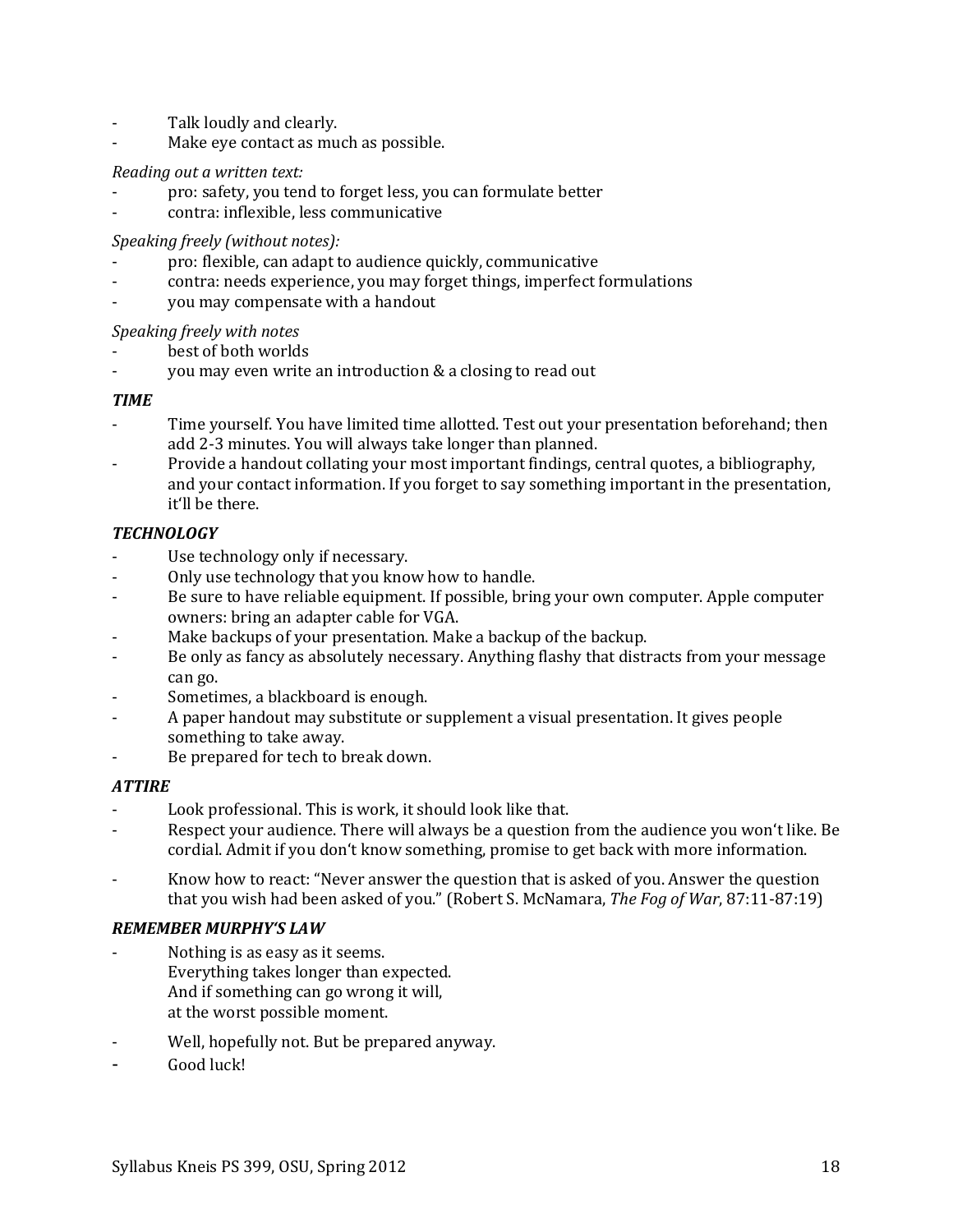- Talk loudly and clearly.
- Make eye contact as much as possible.

*Reading out a written text:*

- pro: safety, you tend to forget less, you can formulate better
- contra: inflexible, less communicative

*Speaking freely (without notes):*

- pro: flexible, can adapt to audience quickly, communicative
- contra: needs experience, you may forget things, imperfect formulations
- you may compensate with a handout

*Speaking freely with notes*

- best of both worlds
- you may even write an introduction & a closing to read out

***TIME***

- Time yourself. You have limited time allotted. Test out your presentation beforehand; then add 2-3 minutes. You will always take longer than planned.
- Provide a handout collating your most important findings, central quotes, a bibliography, and your contact information. If you forget to say something important in the presentation, it'll be there.

***TECHNOLOGY***

- Use technology only if necessary.
- Only use technology that you know how to handle.
- Be sure to have reliable equipment. If possible, bring your own computer. Apple computer owners: bring an adapter cable for VGA.
- Make backups of your presentation. Make a backup of the backup.
- Be only as fancy as absolutely necessary. Anything flashy that distracts from your message can go.
- Sometimes, a blackboard is enough.
- A paper handout may substitute or supplement a visual presentation. It gives people something to take away.
- Be prepared for tech to break down.

***ATTIRE***

- Look professional. This is work, it should look like that.
- Respect your audience. There will always be a question from the audience you won't like. Be cordial. Admit if you don't know something, promise to get back with more information.
- Know how to react: "Never answer the question that is asked of you. Answer the question that you wish had been asked of you." (Robert S. McNamara, *The Fog of War*, 87:11-87:19)

***REMEMBER MURPHY'S LAW***

- Nothing is as easy as it seems.
  Everything takes longer than expected.
  And if something can go wrong it will,
  at the worst possible moment.
- Well, hopefully not. But be prepared anyway.
- Good luck!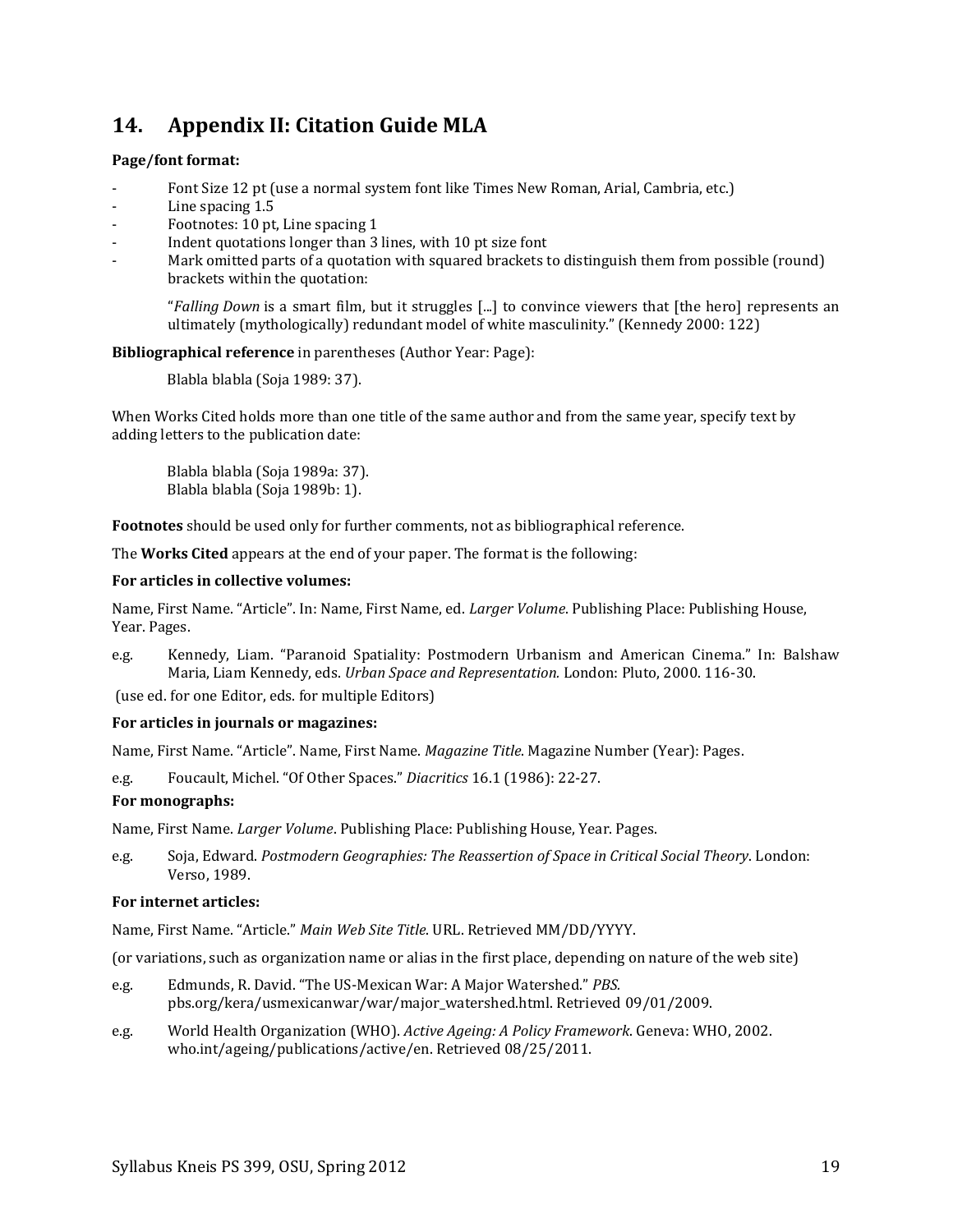## 14. Appendix II: Citation Guide MLA

**Page/font format:**

- Font Size 12 pt (use a normal system font like Times New Roman, Arial, Cambria, etc.)
- Line spacing 1.5
- Footnotes: 10 pt, Line spacing 1
- Indent quotations longer than 3 lines, with 10 pt size font
- Mark omitted parts of a quotation with squared brackets to distinguish them from possible (round) brackets within the quotation:

> "*Falling Down* is a smart film, but it struggles [...] to convince viewers that [the hero] represents an ultimately (mythologically) redundant model of white masculinity." (Kennedy 2000: 122)

**Bibliographical reference** in parentheses (Author Year: Page):

> Blabla blabla (Soja 1989: 37).

When Works Cited holds more than one title of the same author and from the same year, specify text by adding letters to the publication date:

> Blabla blabla (Soja 1989a: 37).
> Blabla blabla (Soja 1989b: 1).

**Footnotes** should be used only for further comments, not as bibliographical reference.

The **Works Cited** appears at the end of your paper. The format is the following:

**For articles in collective volumes:**

Name, First Name. "Article". In: Name, First Name, ed. *Larger Volume*. Publishing Place: Publishing House, Year. Pages.

e.g. Kennedy, Liam. "Paranoid Spatiality: Postmodern Urbanism and American Cinema." In: Balshaw Maria, Liam Kennedy, eds. *Urban Space and Representation.* London: Pluto, 2000. 116-30.

(use ed. for one Editor, eds. for multiple Editors)

**For articles in journals or magazines:**

Name, First Name. "Article". Name, First Name. *Magazine Title*. Magazine Number (Year): Pages.

e.g. Foucault, Michel. "Of Other Spaces." *Diacritics* 16.1 (1986): 22-27.

**For monographs:**

Name, First Name. *Larger Volume*. Publishing Place: Publishing House, Year. Pages.

e.g. Soja, Edward. *Postmodern Geographies: The Reassertion of Space in Critical Social Theory*. London: Verso, 1989.

**For internet articles:**

Name, First Name. "Article." *Main Web Site Title*. URL. Retrieved MM/DD/YYYY.

(or variations, such as organization name or alias in the first place, depending on nature of the web site)

e.g. Edmunds, R. David. "The US-Mexican War: A Major Watershed." *PBS*. pbs.org/kera/usmexicanwar/war/major_watershed.html. Retrieved 09/01/2009.

e.g. World Health Organization (WHO). *Active Ageing: A Policy Framework*. Geneva: WHO, 2002. who.int/ageing/publications/active/en. Retrieved 08/25/2011.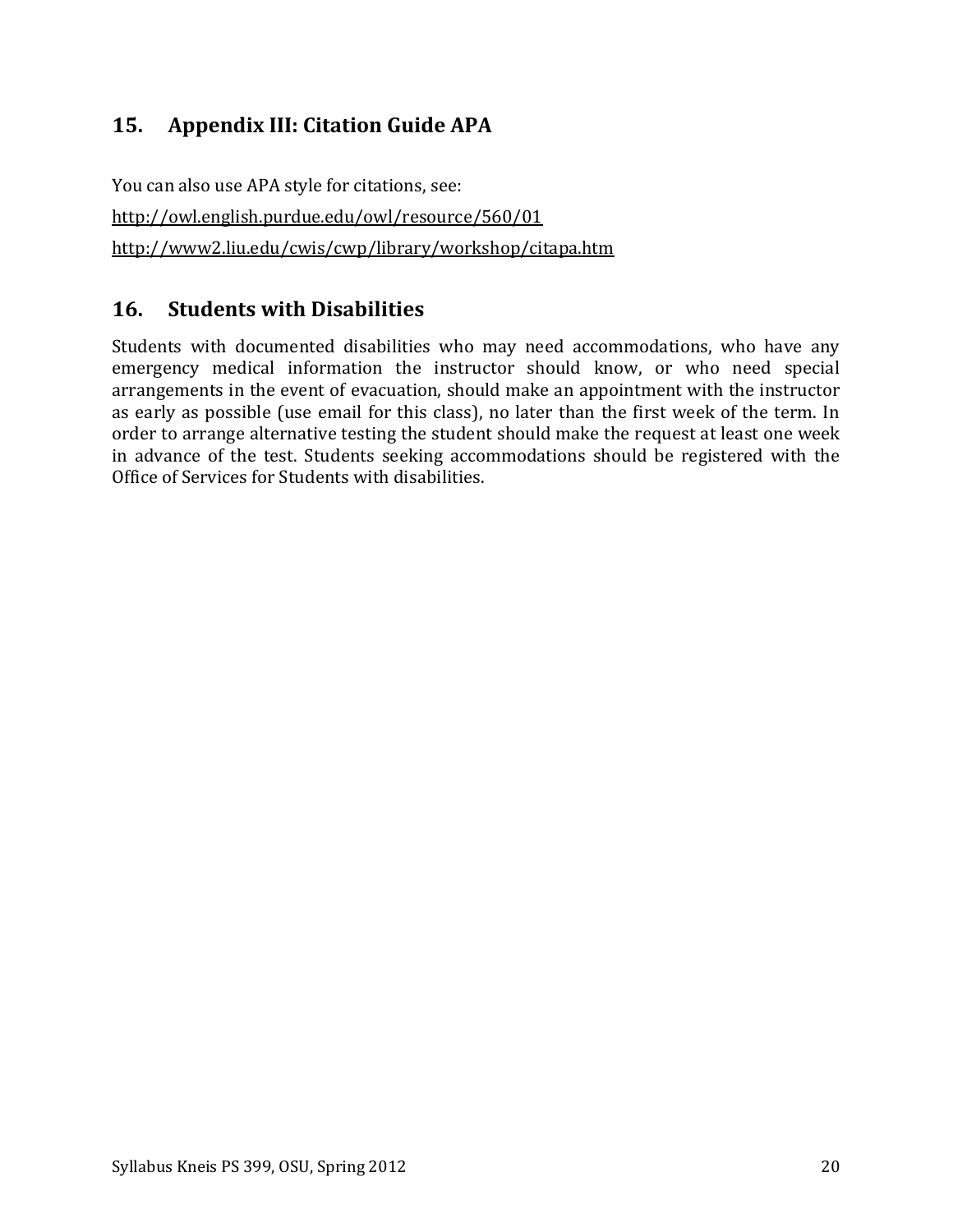## 15. Appendix III: Citation Guide APA

You can also use APA style for citations, see:

http://owl.english.purdue.edu/owl/resource/560/01

http://www2.liu.edu/cwis/cwp/library/workshop/citapa.htm

## 16. Students with Disabilities

Students with documented disabilities who may need accommodations, who have any emergency medical information the instructor should know, or who need special arrangements in the event of evacuation, should make an appointment with the instructor as early as possible (use email for this class), no later than the first week of the term. In order to arrange alternative testing the student should make the request at least one week in advance of the test. Students seeking accommodations should be registered with the Office of Services for Students with disabilities.